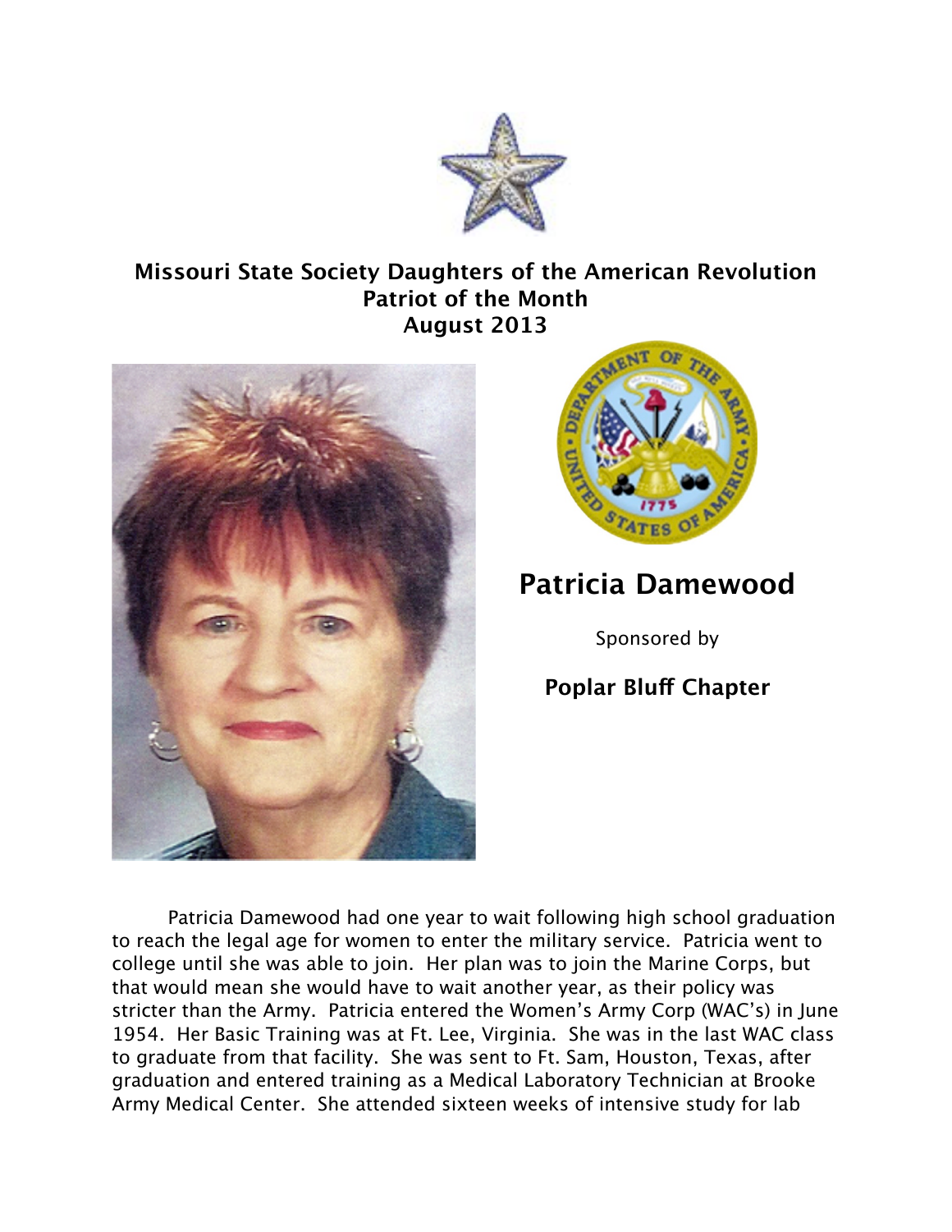**Missouri State Society Daughters of the American Revolution**
**Patriot of the Month**
**August 2013**

## Patricia Damewood

Sponsored by

**Poplar Bluff Chapter**

Patricia Damewood had one year to wait following high school graduation to reach the legal age for women to enter the military service. Patricia went to college until she was able to join. Her plan was to join the Marine Corps, but that would mean she would have to wait another year, as their policy was stricter than the Army. Patricia entered the Women's Army Corp (WAC's) in June 1954. Her Basic Training was at Ft. Lee, Virginia. She was in the last WAC class to graduate from that facility. She was sent to Ft. Sam, Houston, Texas, after graduation and entered training as a Medical Laboratory Technician at Brooke Army Medical Center. She attended sixteen weeks of intensive study for lab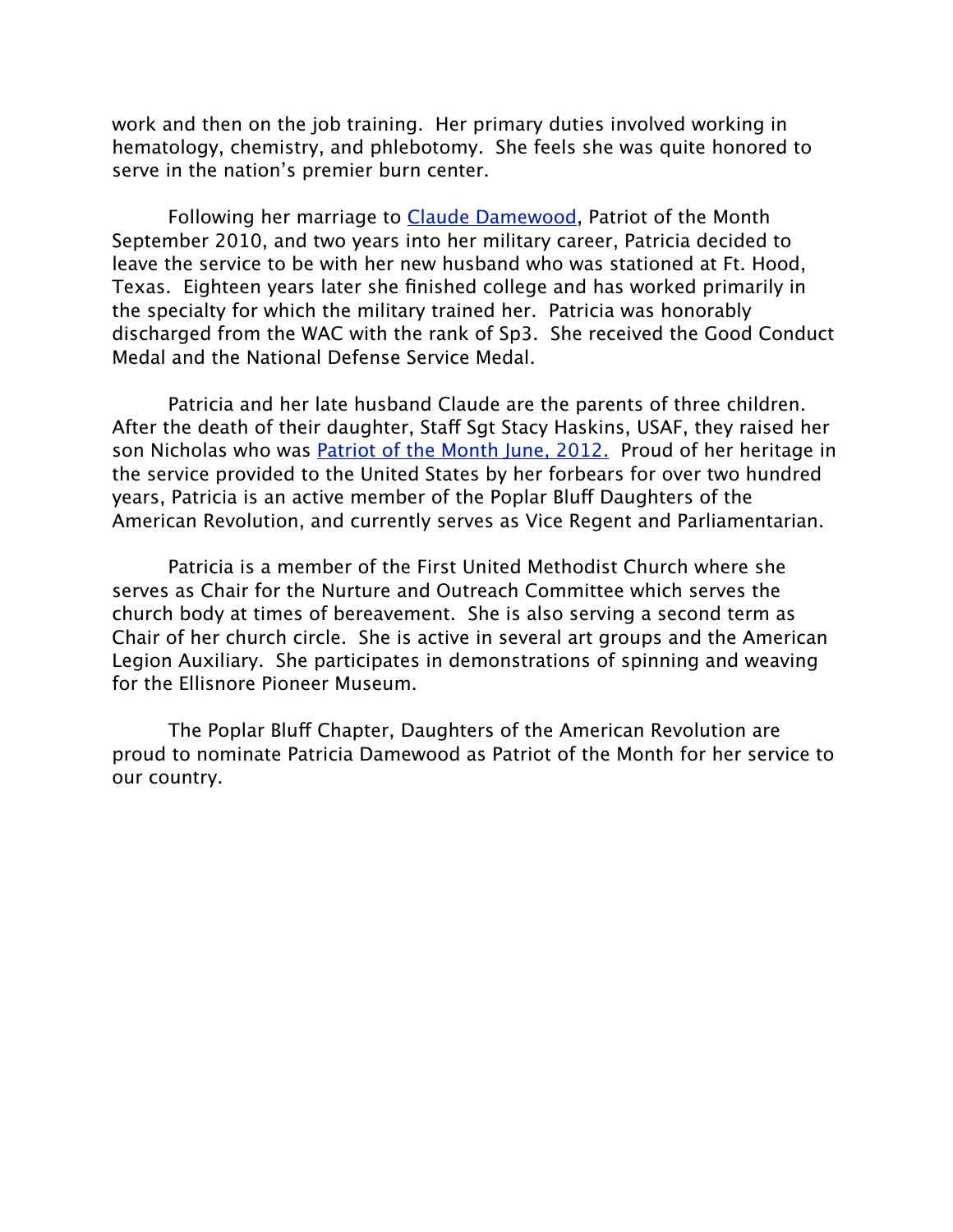work and then on the job training. Her primary duties involved working in hematology, chemistry, and phlebotomy. She feels she was quite honored to serve in the nation's premier burn center.

Following her marriage to Claude Damewood, Patriot of the Month September 2010, and two years into her military career, Patricia decided to leave the service to be with her new husband who was stationed at Ft. Hood, Texas. Eighteen years later she finished college and has worked primarily in the specialty for which the military trained her. Patricia was honorably discharged from the WAC with the rank of Sp3. She received the Good Conduct Medal and the National Defense Service Medal.

Patricia and her late husband Claude are the parents of three children. After the death of their daughter, Staff Sgt Stacy Haskins, USAF, they raised her son Nicholas who was Patriot of the Month June, 2012. Proud of her heritage in the service provided to the United States by her forbears for over two hundred years, Patricia is an active member of the Poplar Bluff Daughters of the American Revolution, and currently serves as Vice Regent and Parliamentarian.

Patricia is a member of the First United Methodist Church where she serves as Chair for the Nurture and Outreach Committee which serves the church body at times of bereavement. She is also serving a second term as Chair of her church circle. She is active in several art groups and the American Legion Auxiliary. She participates in demonstrations of spinning and weaving for the Ellisnore Pioneer Museum.

The Poplar Bluff Chapter, Daughters of the American Revolution are proud to nominate Patricia Damewood as Patriot of the Month for her service to our country.